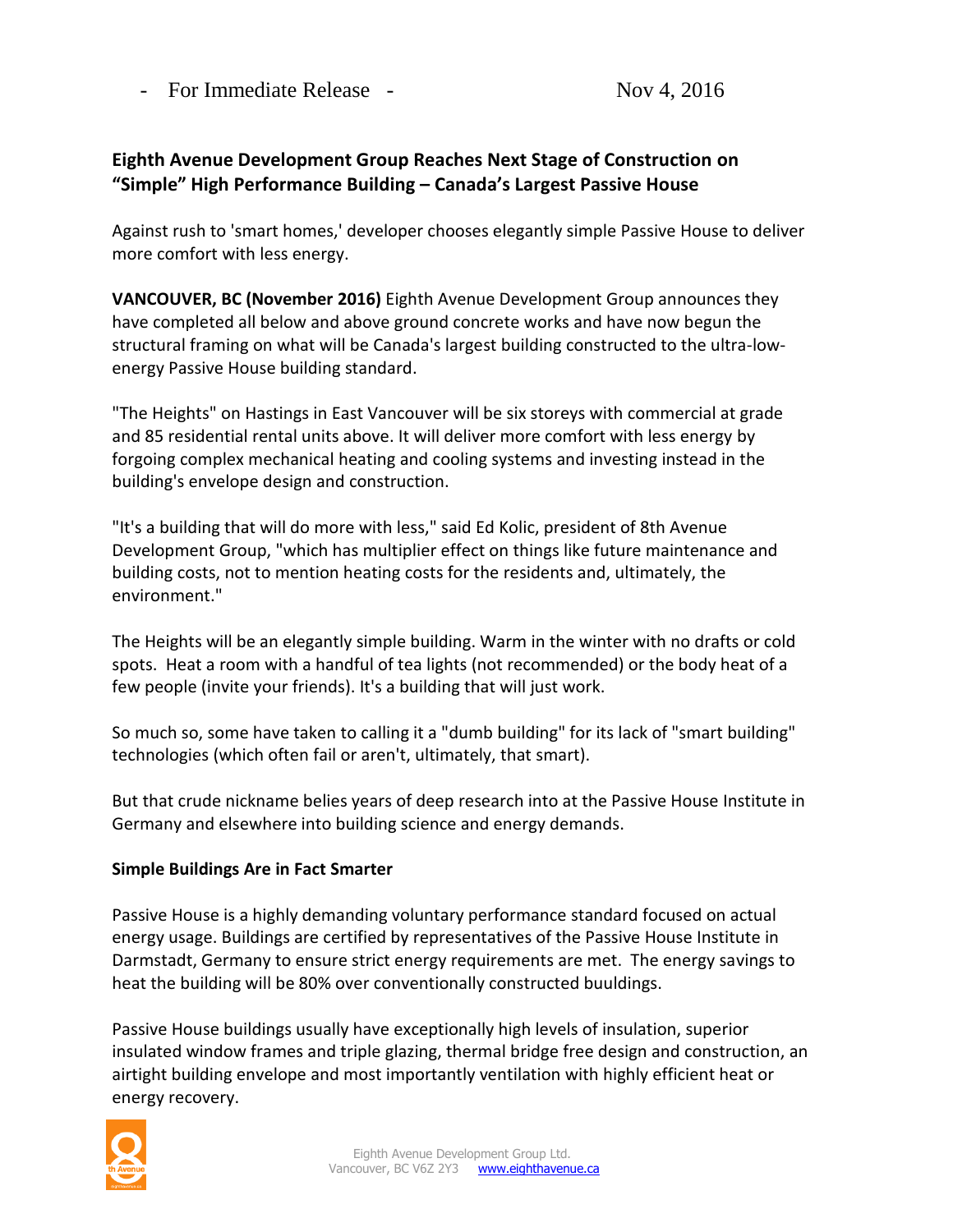- For Immediate Release - Nov 4, 2016

## Eighth Avenue Development Group Reaches Next Stage of Construction on "Simple" High Performance Building – Canada's Largest Passive House

Against rush to 'smart homes,' developer chooses elegantly simple Passive House to deliver more comfort with less energy.

**VANCOUVER, BC (November 2016)** Eighth Avenue Development Group announces they have completed all below and above ground concrete works and have now begun the structural framing on what will be Canada's largest building constructed to the ultra-low-energy Passive House building standard.

"The Heights" on Hastings in East Vancouver will be six storeys with commercial at grade and 85 residential rental units above. It will deliver more comfort with less energy by forgoing complex mechanical heating and cooling systems and investing instead in the building's envelope design and construction.

"It's a building that will do more with less," said Ed Kolic, president of 8th Avenue Development Group, "which has multiplier effect on things like future maintenance and building costs, not to mention heating costs for the residents and, ultimately, the environment."

The Heights will be an elegantly simple building. Warm in the winter with no drafts or cold spots. Heat a room with a handful of tea lights (not recommended) or the body heat of a few people (invite your friends). It's a building that will just work.

So much so, some have taken to calling it a "dumb building" for its lack of "smart building" technologies (which often fail or aren't, ultimately, that smart).

But that crude nickname belies years of deep research into at the Passive House Institute in Germany and elsewhere into building science and energy demands.

### Simple Buildings Are in Fact Smarter

Passive House is a highly demanding voluntary performance standard focused on actual energy usage. Buildings are certified by representatives of the Passive House Institute in Darmstadt, Germany to ensure strict energy requirements are met. The energy savings to heat the building will be 80% over conventionally constructed buuldings.

Passive House buildings usually have exceptionally high levels of insulation, superior insulated window frames and triple glazing, thermal bridge free design and construction, an airtight building envelope and most importantly ventilation with highly efficient heat or energy recovery.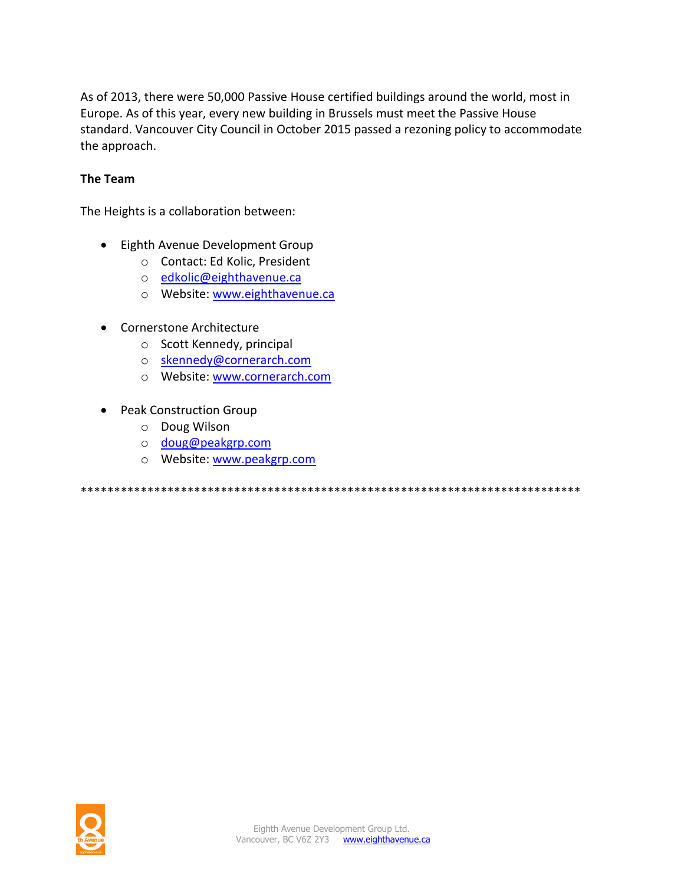As of 2013, there were 50,000 Passive House certified buildings around the world, most in Europe. As of this year, every new building in Brussels must meet the Passive House standard. Vancouver City Council in October 2015 passed a rezoning policy to accommodate the approach.

**The Team**

The Heights is a collaboration between:

- Eighth Avenue Development Group
  - Contact: Ed Kolic, President
  - edkolic@eighthavenue.ca
  - Website: www.eighthavenue.ca
- Cornerstone Architecture
  - Scott Kennedy, principal
  - skennedy@cornerarch.com
  - Website: www.cornerarch.com
- Peak Construction Group
  - Doug Wilson
  - doug@peakgrp.com
  - Website: www.peakgrp.com

*****************************************************************************

Eighth Avenue Development Group Ltd.
Vancouver, BC V6Z 2Y3 www.eighthavenue.ca